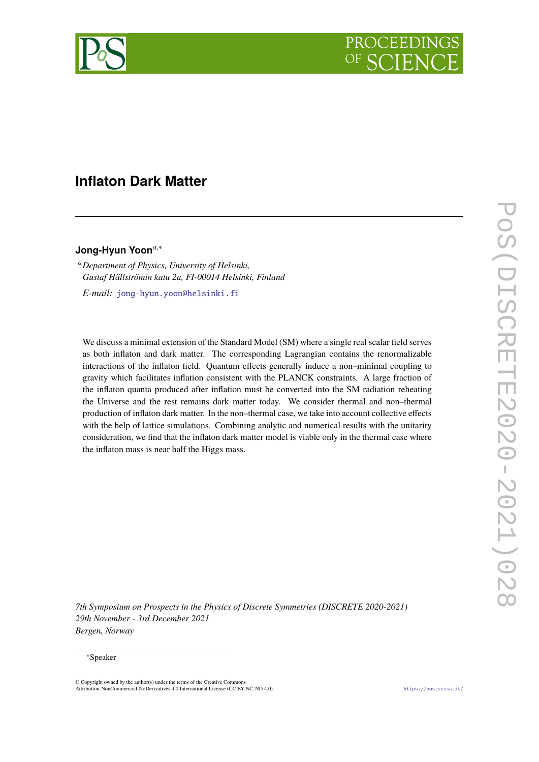# Inflaton Dark Matter

**Jong-Hyun Yoon**[a,*]

[a] *Department of Physics, University of Helsinki, Gustaf Hällströmin katu 2a, FI-00014 Helsinki, Finland*

*E-mail:* jong-hyun.yoon@helsinki.fi

We discuss a minimal extension of the Standard Model (SM) where a single real scalar field serves as both inflaton and dark matter. The corresponding Lagrangian contains the renormalizable interactions of the inflaton field. Quantum effects generally induce a non–minimal coupling to gravity which facilitates inflation consistent with the PLANCK constraints. A large fraction of the inflaton quanta produced after inflation must be converted into the SM radiation reheating the Universe and the rest remains dark matter today. We consider thermal and non–thermal production of inflaton dark matter. In the non–thermal case, we take into account collective effects with the help of lattice simulations. Combining analytic and numerical results with the unitarity consideration, we find that the inflaton dark matter model is viable only in the thermal case where the inflaton mass is near half the Higgs mass.

*7th Symposium on Prospects in the Physics of Discrete Symmetries (DISCRETE 2020-2021)*
*29th November - 3rd December 2021*
*Bergen, Norway*

[*] Speaker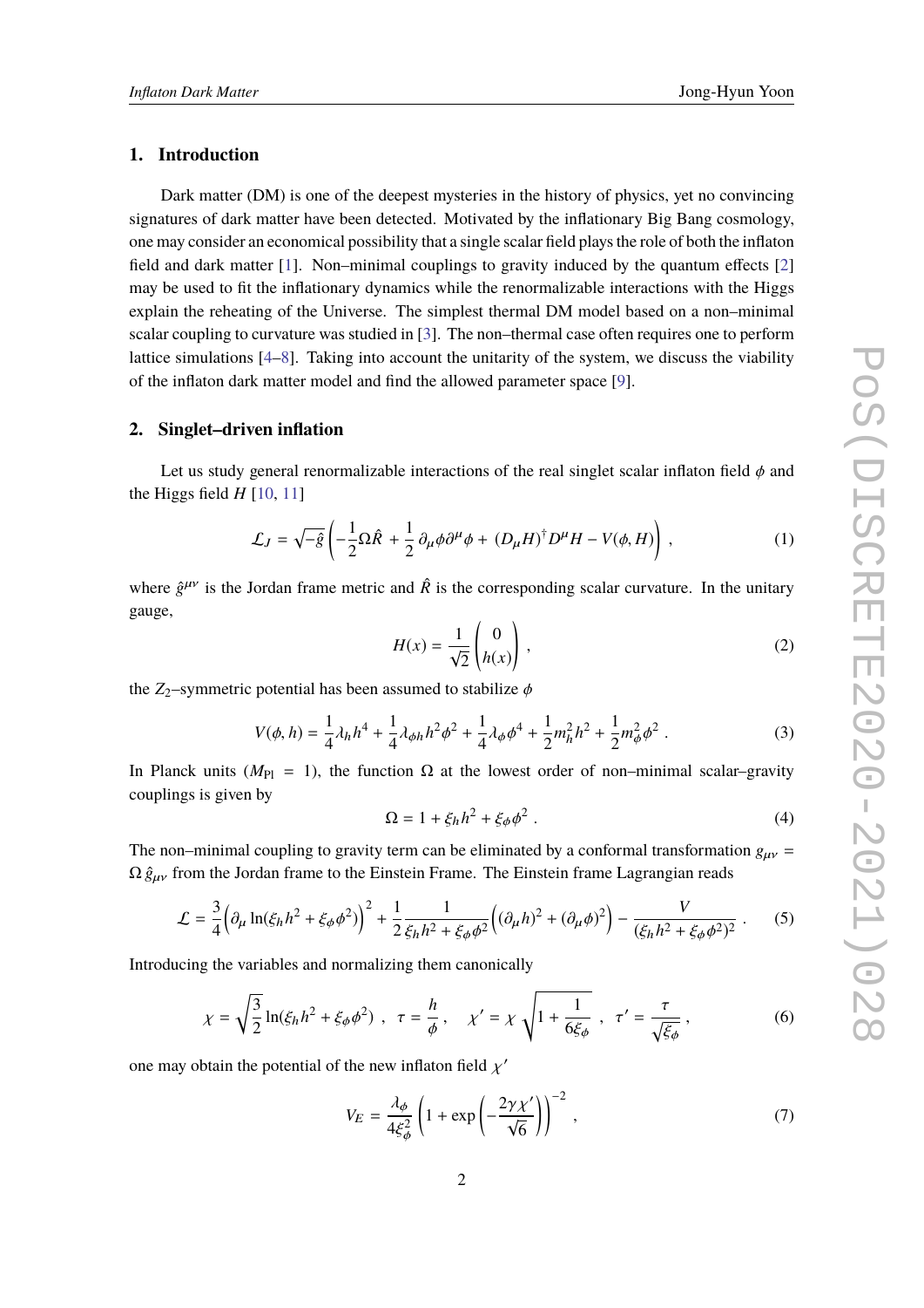## 1. Introduction

Dark matter (DM) is one of the deepest mysteries in the history of physics, yet no convincing signatures of dark matter have been detected. Motivated by the inflationary Big Bang cosmology, one may consider an economical possibility that a single scalar field plays the role of both the inflaton field and dark matter [1]. Non–minimal couplings to gravity induced by the quantum effects [2] may be used to fit the inflationary dynamics while the renormalizable interactions with the Higgs explain the reheating of the Universe. The simplest thermal DM model based on a non–minimal scalar coupling to curvature was studied in [3]. The non–thermal case often requires one to perform lattice simulations [4–8]. Taking into account the unitarity of the system, we discuss the viability of the inflaton dark matter model and find the allowed parameter space [9].

## 2. Singlet–driven inflation

Let us study general renormalizable interactions of the real singlet scalar inflaton field $\phi$ and the Higgs field $H$ [10, 11]

$$\mathcal{L}_J = \sqrt{-\hat{g}}\left(-\frac{1}{2}\Omega\hat{R} + \frac{1}{2}\,\partial_\mu\phi\partial^\mu\phi + (D_\mu H)^\dagger D^\mu H - V(\phi,H)\right) , \tag{1}$$

where $\hat{g}^{\mu\nu}$ is the Jordan frame metric and $\hat{R}$ is the corresponding scalar curvature. In the unitary gauge,

$$H(x) = \frac{1}{\sqrt{2}}\begin{pmatrix} 0 \\ h(x) \end{pmatrix} , \tag{2}$$

the $Z_2$–symmetric potential has been assumed to stabilize $\phi$

$$V(\phi,h) = \frac{1}{4}\lambda_h h^4 + \frac{1}{4}\lambda_{\phi h} h^2\phi^2 + \frac{1}{4}\lambda_\phi\phi^4 + \frac{1}{2}m_h^2 h^2 + \frac{1}{2}m_\phi^2\phi^2 . \tag{3}$$

In Planck units ($M_{\rm Pl} = 1$), the function $\Omega$ at the lowest order of non–minimal scalar–gravity couplings is given by

$$\Omega = 1 + \xi_h h^2 + \xi_\phi\phi^2 . \tag{4}$$

The non–minimal coupling to gravity term can be eliminated by a conformal transformation $g_{\mu\nu} = \Omega\,\hat{g}_{\mu\nu}$ from the Jordan frame to the Einstein Frame. The Einstein frame Lagrangian reads

$$\mathcal{L} = \frac{3}{4}\Big(\partial_\mu \ln(\xi_h h^2 + \xi_\phi\phi^2)\Big)^2 + \frac{1}{2}\frac{1}{\xi_h h^2 + \xi_\phi\phi^2}\Big((\partial_\mu h)^2 + (\partial_\mu\phi)^2\Big) - \frac{V}{(\xi_h h^2 + \xi_\phi\phi^2)^2} . \tag{5}$$

Introducing the variables and normalizing them canonically

$$\chi = \sqrt{\frac{3}{2}}\ln(\xi_h h^2 + \xi_\phi\phi^2) \ , \quad \tau = \frac{h}{\phi} , \quad \chi' = \chi\,\sqrt{1 + \frac{1}{6\xi_\phi}} \ , \quad \tau' = \frac{\tau}{\sqrt{\xi_\phi}} , \tag{6}$$

one may obtain the potential of the new inflaton field $\chi'$

$$V_E = \frac{\lambda_\phi}{4\xi_\phi^2}\left(1 + \exp\left(-\frac{2\gamma\chi'}{\sqrt{6}}\right)\right)^{-2} , \tag{7}$$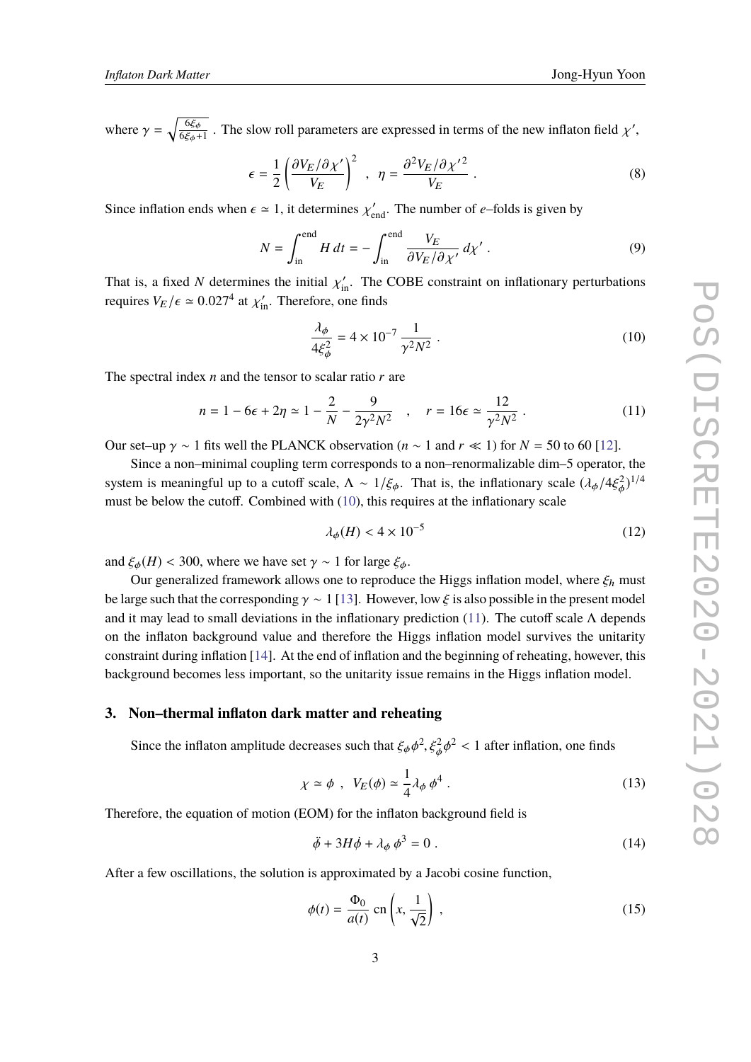where $\gamma = \sqrt{\frac{6\xi_\phi}{6\xi_\phi+1}}$ . The slow roll parameters are expressed in terms of the new inflaton field $\chi'$,

$$
\epsilon = \frac{1}{2}\left(\frac{\partial V_E/\partial \chi'}{V_E}\right)^2 \;\;,\;\; \eta = \frac{\partial^2 V_E/\partial \chi'^2}{V_E} \;. \tag{8}
$$

Since inflation ends when $\epsilon \simeq 1$, it determines $\chi'_{\rm end}$. The number of $e$–folds is given by

$$
N = \int_{\rm in}^{\rm end} H\, dt = -\int_{\rm in}^{\rm end} \frac{V_E}{\partial V_E/\partial \chi'}\, d\chi' \;. \tag{9}
$$

That is, a fixed $N$ determines the initial $\chi'_{\rm in}$. The COBE constraint on inflationary perturbations requires $V_E/\epsilon \simeq 0.027^4$ at $\chi'_{\rm in}$. Therefore, one finds

$$
\frac{\lambda_\phi}{4\xi_\phi^2} = 4\times 10^{-7}\,\frac{1}{\gamma^2 N^2} \;. \tag{10}
$$

The spectral index $n$ and the tensor to scalar ratio $r$ are

$$
n = 1 - 6\epsilon + 2\eta \simeq 1 - \frac{2}{N} - \frac{9}{2\gamma^2 N^2} \quad , \quad r = 16\epsilon \simeq \frac{12}{\gamma^2 N^2} \;. \tag{11}
$$

Our set–up $\gamma \sim 1$ fits well the PLANCK observation ($n \sim 1$ and $r \ll 1$) for $N = 50$ to 60 [12].

Since a non–minimal coupling term corresponds to a non–renormalizable dim–5 operator, the system is meaningful up to a cutoff scale, $\Lambda \sim 1/\xi_\phi$. That is, the inflationary scale $(\lambda_\phi/4\xi_\phi^2)^{1/4}$ must be below the cutoff. Combined with (10), this requires at the inflationary scale

$$
\lambda_\phi(H) < 4\times 10^{-5} \tag{12}
$$

and $\xi_\phi(H) < 300$, where we have set $\gamma \sim 1$ for large $\xi_\phi$.

Our generalized framework allows one to reproduce the Higgs inflation model, where $\xi_h$ must be large such that the corresponding $\gamma \sim 1$ [13]. However, low $\xi$ is also possible in the present model and it may lead to small deviations in the inflationary prediction (11). The cutoff scale $\Lambda$ depends on the inflaton background value and therefore the Higgs inflation model survives the unitarity constraint during inflation [14]. At the end of inflation and the beginning of reheating, however, this background becomes less important, so the unitarity issue remains in the Higgs inflation model.

## 3. Non–thermal inflaton dark matter and reheating

Since the inflaton amplitude decreases such that $\xi_\phi \phi^2, \xi_\phi^2 \phi^2 < 1$ after inflation, one finds

$$
\chi \simeq \phi \;\;,\;\; V_E(\phi) \simeq \frac{1}{4}\lambda_\phi\, \phi^4 \;. \tag{13}
$$

Therefore, the equation of motion (EOM) for the inflaton background field is

$$
\ddot{\phi} + 3H\dot{\phi} + \lambda_\phi\, \phi^3 = 0 \;. \tag{14}
$$

After a few oscillations, the solution is approximated by a Jacobi cosine function,

$$
\phi(t) = \frac{\Phi_0}{a(t)}\, {\rm cn}\left(x, \frac{1}{\sqrt{2}}\right) \;, \tag{15}
$$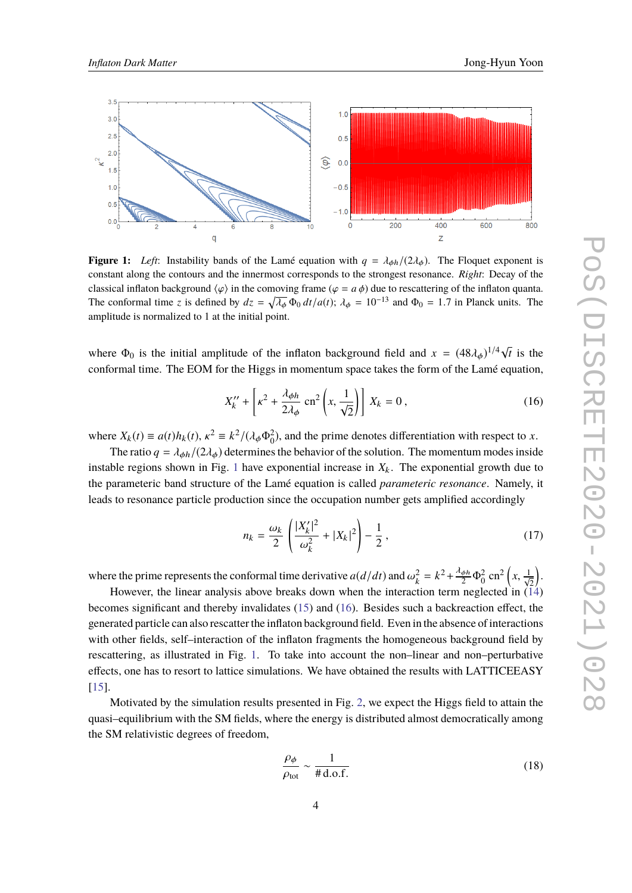**Figure 1:** *Left*: Instability bands of the Lamé equation with $q = \lambda_{\phi h}/(2\lambda_\phi)$. The Floquet exponent is constant along the contours and the innermost corresponds to the strongest resonance. *Right*: Decay of the classical inflaton background $\langle\varphi\rangle$ in the comoving frame ($\varphi = a\,\phi$) due to rescattering of the inflaton quanta. The conformal time $z$ is defined by $dz = \sqrt{\lambda_\phi}\,\Phi_0\,dt/a(t)$; $\lambda_\phi = 10^{-13}$ and $\Phi_0 = 1.7$ in Planck units. The amplitude is normalized to 1 at the initial point.

where $\Phi_0$ is the initial amplitude of the inflaton background field and $x = (48\lambda_\phi)^{1/4}\sqrt{t}$ is the conformal time. The EOM for the Higgs in momentum space takes the form of the Lamé equation,

$$X_k'' + \left[\kappa^2 + \frac{\lambda_{\phi h}}{2\lambda_\phi}\,\mathrm{cn}^2\left(x, \frac{1}{\sqrt{2}}\right)\right] X_k = 0\,, \tag{16}$$

where $X_k(t) \equiv a(t)h_k(t)$, $\kappa^2 \equiv k^2/(\lambda_\phi\Phi_0^2)$, and the prime denotes differentiation with respect to $x$.

The ratio $q = \lambda_{\phi h}/(2\lambda_\phi)$ determines the behavior of the solution. The momentum modes inside instable regions shown in Fig. 1 have exponential increase in $X_k$. The exponential growth due to the parameteric band structure of the Lamé equation is called *parameteric resonance*. Namely, it leads to resonance particle production since the occupation number gets amplified accordingly

$$n_k = \frac{\omega_k}{2}\left(\frac{|X_k'|^2}{\omega_k^2} + |X_k|^2\right) - \frac{1}{2}\,, \tag{17}$$

where the prime represents the conformal time derivative $a(d/dt)$ and $\omega_k^2 = k^2 + \frac{\lambda_{\phi h}}{2}\Phi_0^2\,\mathrm{cn}^2\left(x, \frac{1}{\sqrt{2}}\right)$.

However, the linear analysis above breaks down when the interaction term neglected in (14) becomes significant and thereby invalidates (15) and (16). Besides such a backreaction effect, the generated particle can also rescatter the inflaton background field. Even in the absence of interactions with other fields, self–interaction of the inflaton fragments the homogeneous background field by rescattering, as illustrated in Fig. 1. To take into account the non–linear and non–perturbative effects, one has to resort to lattice simulations. We have obtained the results with LATTICEEASY [15].

Motivated by the simulation results presented in Fig. 2, we expect the Higgs field to attain the quasi–equilibrium with the SM fields, where the energy is distributed almost democratically among the SM relativistic degrees of freedom,

$$\frac{\rho_\phi}{\rho_{\rm tot}} \sim \frac{1}{\#\,\mathrm{d.o.f.}} \tag{18}$$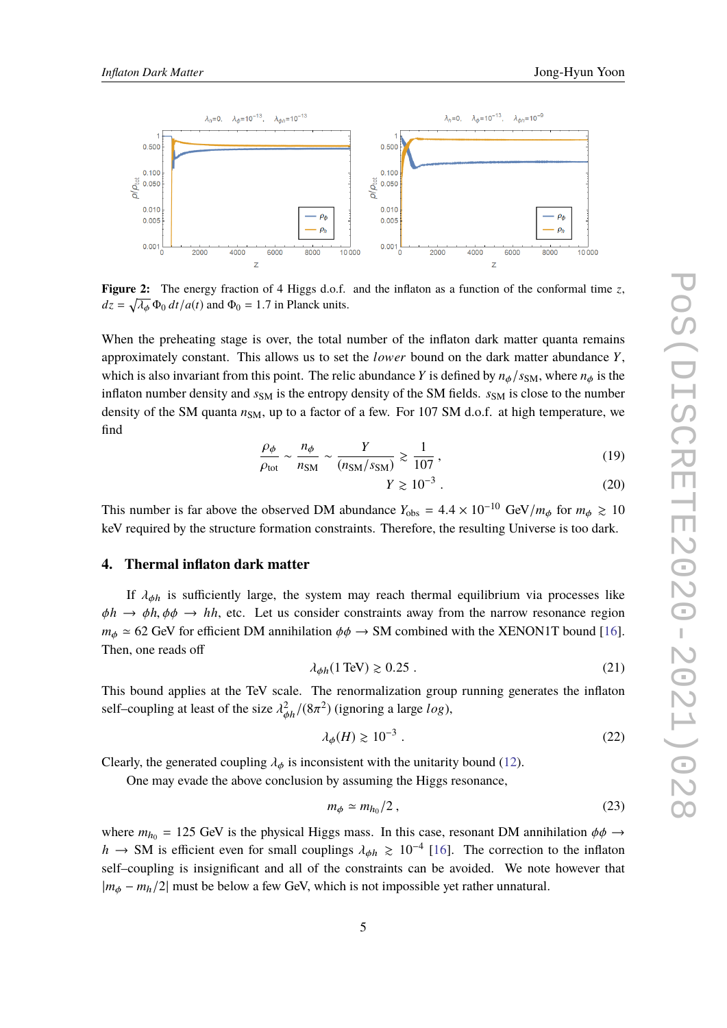**Figure 2:** The energy fraction of 4 Higgs d.o.f. and the inflaton as a function of the conformal time $z$, $dz = \sqrt{\lambda_\phi}\,\Phi_0\, dt/a(t)$ and $\Phi_0 = 1.7$ in Planck units.

When the preheating stage is over, the total number of the inflaton dark matter quanta remains approximately constant. This allows us to set the *lower* bound on the dark matter abundance $Y$, which is also invariant from this point. The relic abundance $Y$ is defined by $n_\phi/s_{\rm SM}$, where $n_\phi$ is the inflaton number density and $s_{\rm SM}$ is the entropy density of the SM fields. $s_{\rm SM}$ is close to the number density of the SM quanta $n_{\rm SM}$, up to a factor of a few. For 107 SM d.o.f. at high temperature, we find

$$\frac{\rho_\phi}{\rho_{\rm tot}} \sim \frac{n_\phi}{n_{\rm SM}} \sim \frac{Y}{(n_{\rm SM}/s_{\rm SM})} \gtrsim \frac{1}{107}\,, \tag{19}$$

$$Y \gtrsim 10^{-3}\,. \tag{20}$$

This number is far above the observed DM abundance $Y_{\rm obs} = 4.4 \times 10^{-10}$ GeV$/m_\phi$ for $m_\phi \gtrsim 10$ keV required by the structure formation constraints. Therefore, the resulting Universe is too dark.

## 4. Thermal inflaton dark matter

If $\lambda_{\phi h}$ is sufficiently large, the system may reach thermal equilibrium via processes like $\phi h \to \phi h, \phi\phi \to hh$, etc. Let us consider constraints away from the narrow resonance region $m_\phi \simeq 62$ GeV for efficient DM annihilation $\phi\phi \to$ SM combined with the XENON1T bound [16]. Then, one reads off

$$\lambda_{\phi h}(1\,{\rm TeV}) \gtrsim 0.25\,. \tag{21}$$

This bound applies at the TeV scale. The renormalization group running generates the inflaton self–coupling at least of the size $\lambda_{\phi h}^2/(8\pi^2)$ (ignoring a large *log*),

$$\lambda_\phi(H) \gtrsim 10^{-3}\,. \tag{22}$$

Clearly, the generated coupling $\lambda_\phi$ is inconsistent with the unitarity bound (12).

One may evade the above conclusion by assuming the Higgs resonance,

$$m_\phi \simeq m_{h_0}/2\,, \tag{23}$$

where $m_{h_0} = 125$ GeV is the physical Higgs mass. In this case, resonant DM annihilation $\phi\phi \to h \to$ SM is efficient even for small couplings $\lambda_{\phi h} \gtrsim 10^{-4}$ [16]. The correction to the inflaton self–coupling is insignificant and all of the constraints can be avoided. We note however that $|m_\phi - m_h/2|$ must be below a few GeV, which is not impossible yet rather unnatural.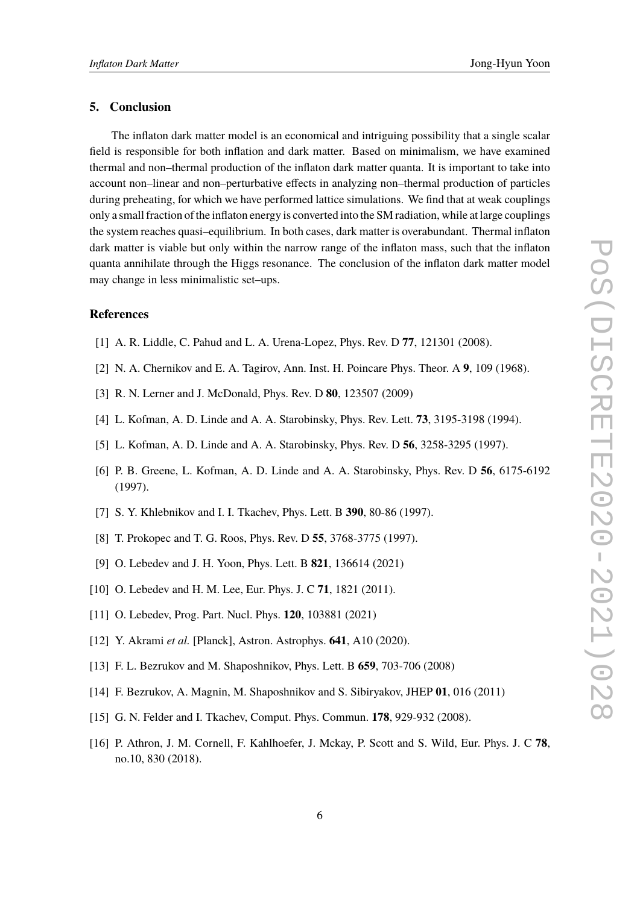## 5. Conclusion

The inflaton dark matter model is an economical and intriguing possibility that a single scalar field is responsible for both inflation and dark matter. Based on minimalism, we have examined thermal and non–thermal production of the inflaton dark matter quanta. It is important to take into account non–linear and non–perturbative effects in analyzing non–thermal production of particles during preheating, for which we have performed lattice simulations. We find that at weak couplings only a small fraction of the inflaton energy is converted into the SM radiation, while at large couplings the system reaches quasi–equilibrium. In both cases, dark matter is overabundant. Thermal inflaton dark matter is viable but only within the narrow range of the inflaton mass, such that the inflaton quanta annihilate through the Higgs resonance. The conclusion of the inflaton dark matter model may change in less minimalistic set–ups.

## References

[1] A. R. Liddle, C. Pahud and L. A. Urena-Lopez, Phys. Rev. D **77**, 121301 (2008).

[2] N. A. Chernikov and E. A. Tagirov, Ann. Inst. H. Poincare Phys. Theor. A **9**, 109 (1968).

[3] R. N. Lerner and J. McDonald, Phys. Rev. D **80**, 123507 (2009)

[4] L. Kofman, A. D. Linde and A. A. Starobinsky, Phys. Rev. Lett. **73**, 3195-3198 (1994).

[5] L. Kofman, A. D. Linde and A. A. Starobinsky, Phys. Rev. D **56**, 3258-3295 (1997).

[6] P. B. Greene, L. Kofman, A. D. Linde and A. A. Starobinsky, Phys. Rev. D **56**, 6175-6192 (1997).

[7] S. Y. Khlebnikov and I. I. Tkachev, Phys. Lett. B **390**, 80-86 (1997).

[8] T. Prokopec and T. G. Roos, Phys. Rev. D **55**, 3768-3775 (1997).

[9] O. Lebedev and J. H. Yoon, Phys. Lett. B **821**, 136614 (2021)

[10] O. Lebedev and H. M. Lee, Eur. Phys. J. C **71**, 1821 (2011).

[11] O. Lebedev, Prog. Part. Nucl. Phys. **120**, 103881 (2021)

[12] Y. Akrami *et al.* [Planck], Astron. Astrophys. **641**, A10 (2020).

[13] F. L. Bezrukov and M. Shaposhnikov, Phys. Lett. B **659**, 703-706 (2008)

[14] F. Bezrukov, A. Magnin, M. Shaposhnikov and S. Sibiryakov, JHEP **01**, 016 (2011)

[15] G. N. Felder and I. Tkachev, Comput. Phys. Commun. **178**, 929-932 (2008).

[16] P. Athron, J. M. Cornell, F. Kahlhoefer, J. Mckay, P. Scott and S. Wild, Eur. Phys. J. C **78**, no.10, 830 (2018).